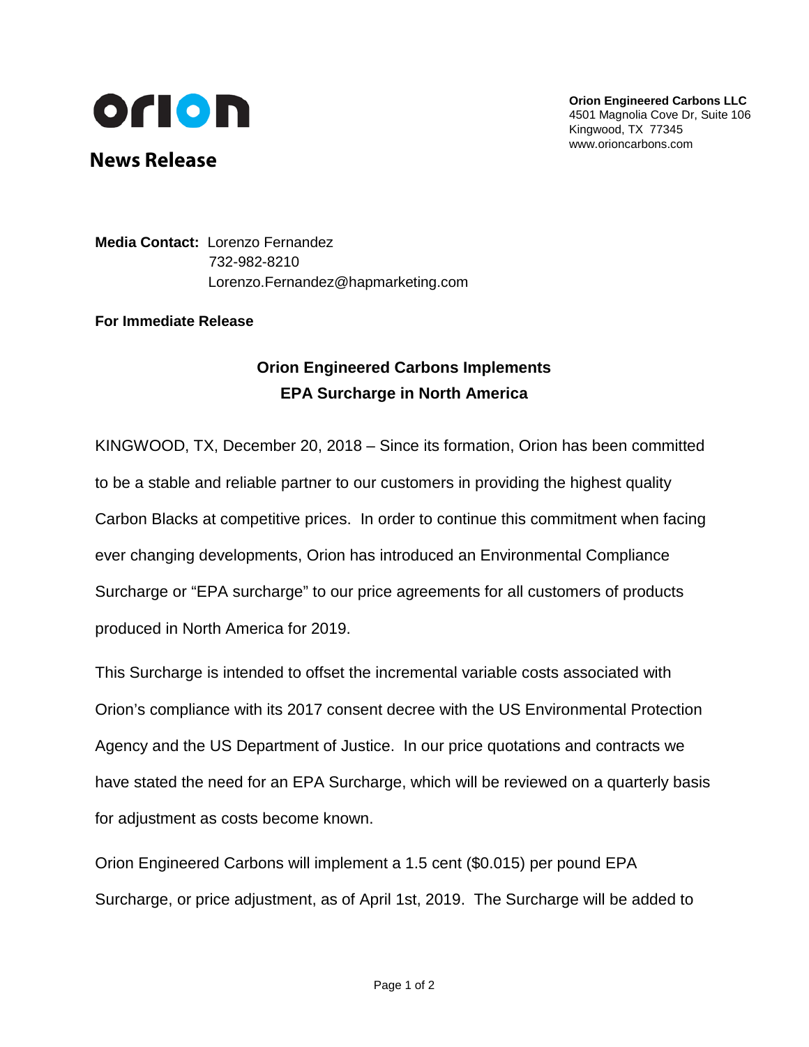**orion**

**News Release**

**Orion Engineered Carbons LLC**
4501 Magnolia Cove Dr, Suite 106
Kingwood, TX 77345
www.orioncarbons.com

**Media Contact:** Lorenzo Fernandez
732-982-8210
Lorenzo.Fernandez@hapmarketing.com

**For Immediate Release**

## Orion Engineered Carbons Implements EPA Surcharge in North America

KINGWOOD, TX, December 20, 2018 – Since its formation, Orion has been committed to be a stable and reliable partner to our customers in providing the highest quality Carbon Blacks at competitive prices. In order to continue this commitment when facing ever changing developments, Orion has introduced an Environmental Compliance Surcharge or "EPA surcharge" to our price agreements for all customers of products produced in North America for 2019.

This Surcharge is intended to offset the incremental variable costs associated with Orion's compliance with its 2017 consent decree with the US Environmental Protection Agency and the US Department of Justice. In our price quotations and contracts we have stated the need for an EPA Surcharge, which will be reviewed on a quarterly basis for adjustment as costs become known.

Orion Engineered Carbons will implement a 1.5 cent ($0.015) per pound EPA Surcharge, or price adjustment, as of April 1st, 2019. The Surcharge will be added to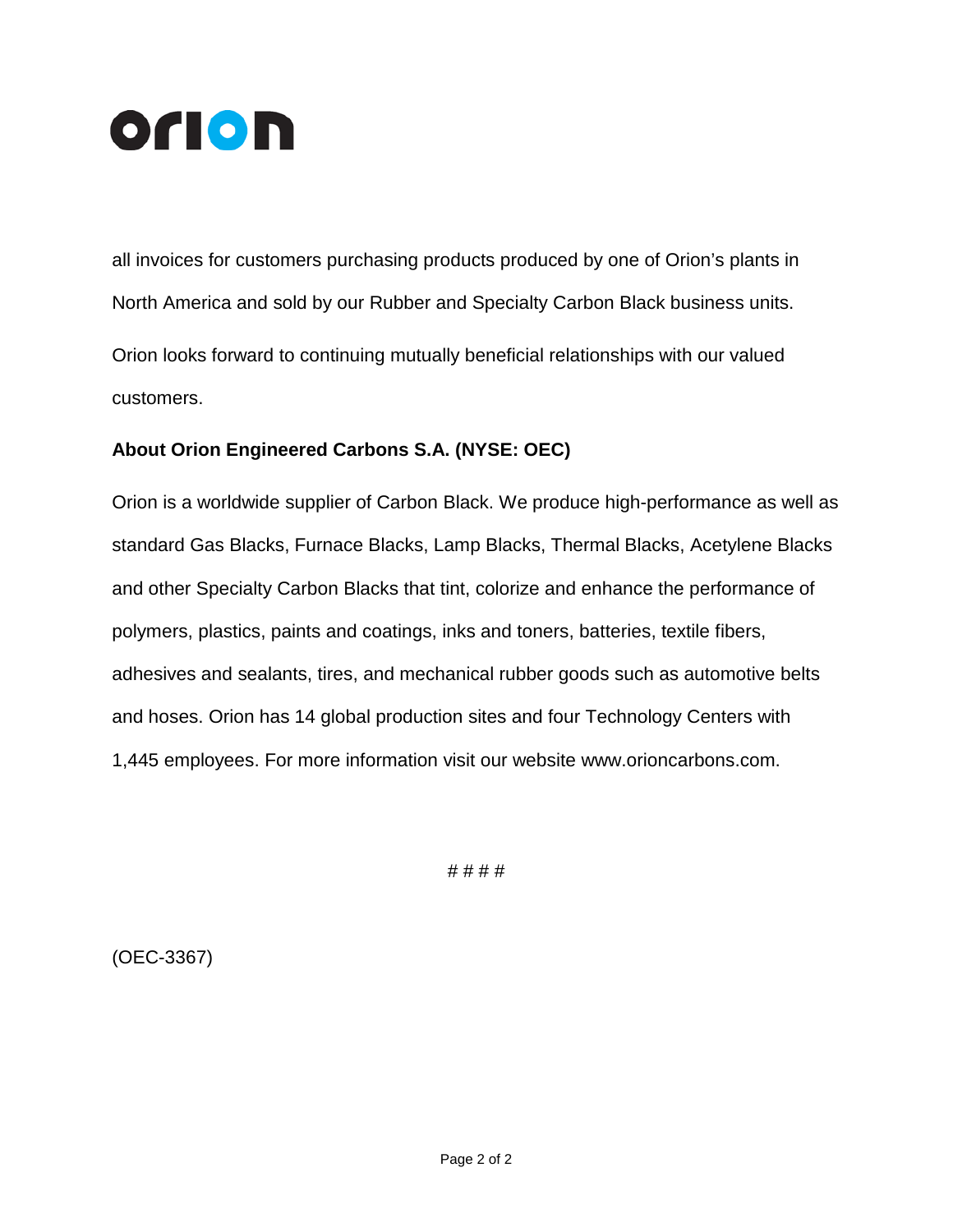all invoices for customers purchasing products produced by one of Orion's plants in North America and sold by our Rubber and Specialty Carbon Black business units.

Orion looks forward to continuing mutually beneficial relationships with our valued customers.

**About Orion Engineered Carbons S.A. (NYSE: OEC)**

Orion is a worldwide supplier of Carbon Black. We produce high-performance as well as standard Gas Blacks, Furnace Blacks, Lamp Blacks, Thermal Blacks, Acetylene Blacks and other Specialty Carbon Blacks that tint, colorize and enhance the performance of polymers, plastics, paints and coatings, inks and toners, batteries, textile fibers, adhesives and sealants, tires, and mechanical rubber goods such as automotive belts and hoses. Orion has 14 global production sites and four Technology Centers with 1,445 employees. For more information visit our website www.orioncarbons.com.

# # # #

(OEC-3367)